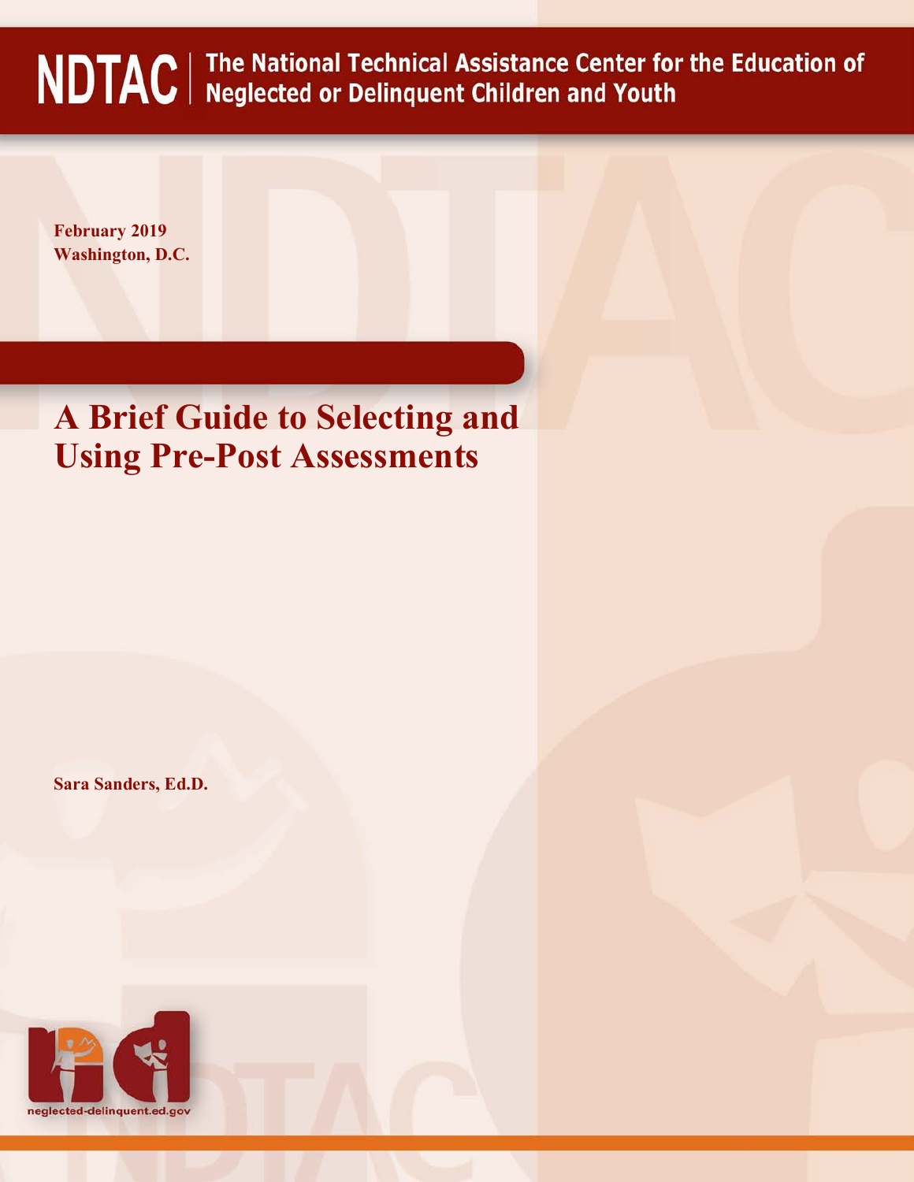**NDTAC** | The National Technical Assistance Center for the Education of Neglected or Delinquent Children and Youth

**February 2019**
**Washington, D.C.**

# A Brief Guide to Selecting and Using Pre-Post Assessments

**Sara Sanders, Ed.D.**

neglected-delinquent.ed.gov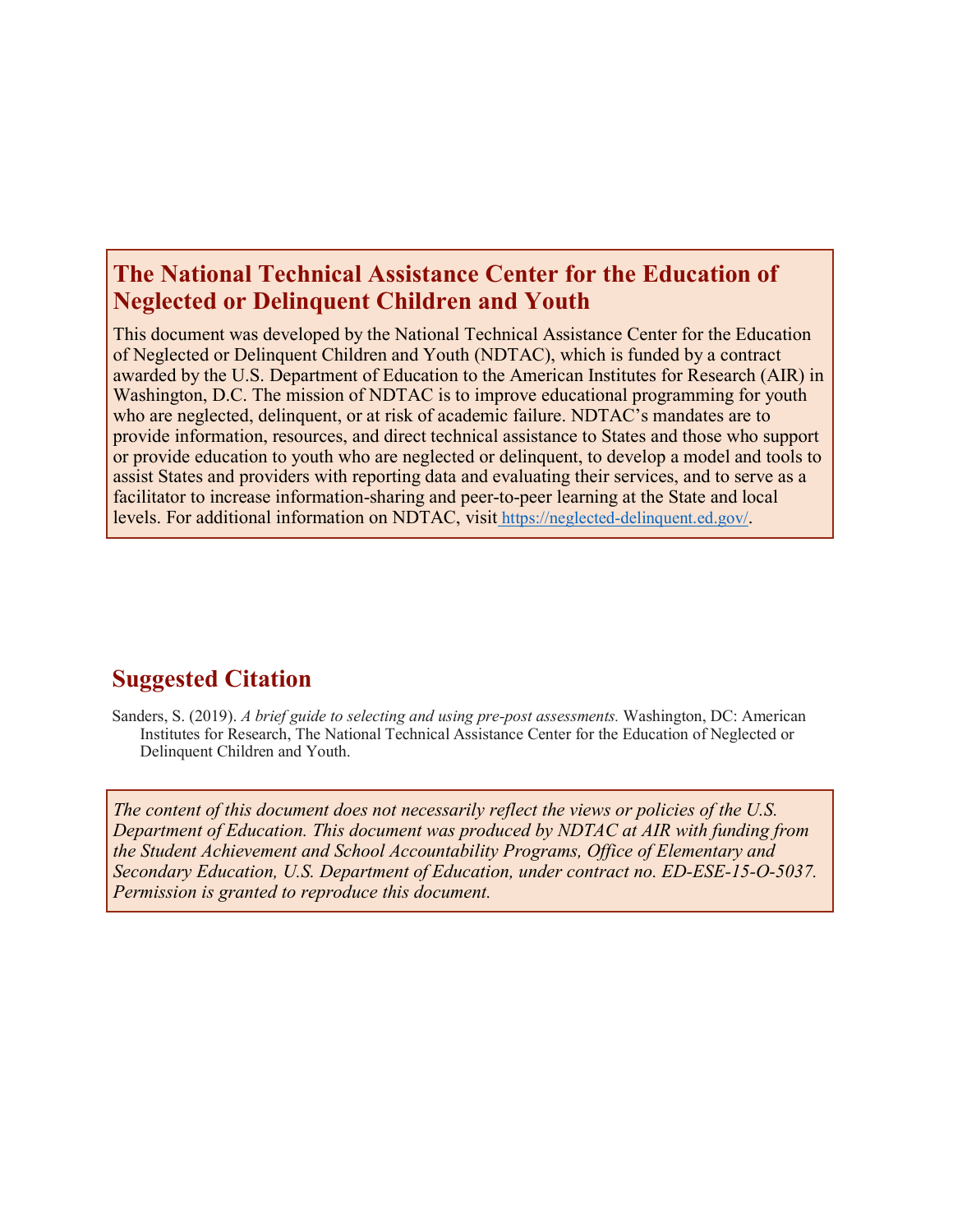## The National Technical Assistance Center for the Education of Neglected or Delinquent Children and Youth

This document was developed by the National Technical Assistance Center for the Education of Neglected or Delinquent Children and Youth (NDTAC), which is funded by a contract awarded by the U.S. Department of Education to the American Institutes for Research (AIR) in Washington, D.C. The mission of NDTAC is to improve educational programming for youth who are neglected, delinquent, or at risk of academic failure. NDTAC's mandates are to provide information, resources, and direct technical assistance to States and those who support or provide education to youth who are neglected or delinquent, to develop a model and tools to assist States and providers with reporting data and evaluating their services, and to serve as a facilitator to increase information-sharing and peer-to-peer learning at the State and local levels. For additional information on NDTAC, visit [https://neglected-delinquent.ed.gov/](https://neglected-delinquent.ed.gov/).

## Suggested Citation

Sanders, S. (2019). *A brief guide to selecting and using pre-post assessments.* Washington, DC: American Institutes for Research, The National Technical Assistance Center for the Education of Neglected or Delinquent Children and Youth.

*The content of this document does not necessarily reflect the views or policies of the U.S. Department of Education. This document was produced by NDTAC at AIR with funding from the Student Achievement and School Accountability Programs, Office of Elementary and Secondary Education, U.S. Department of Education, under contract no. ED-ESE-15-O-5037. Permission is granted to reproduce this document.*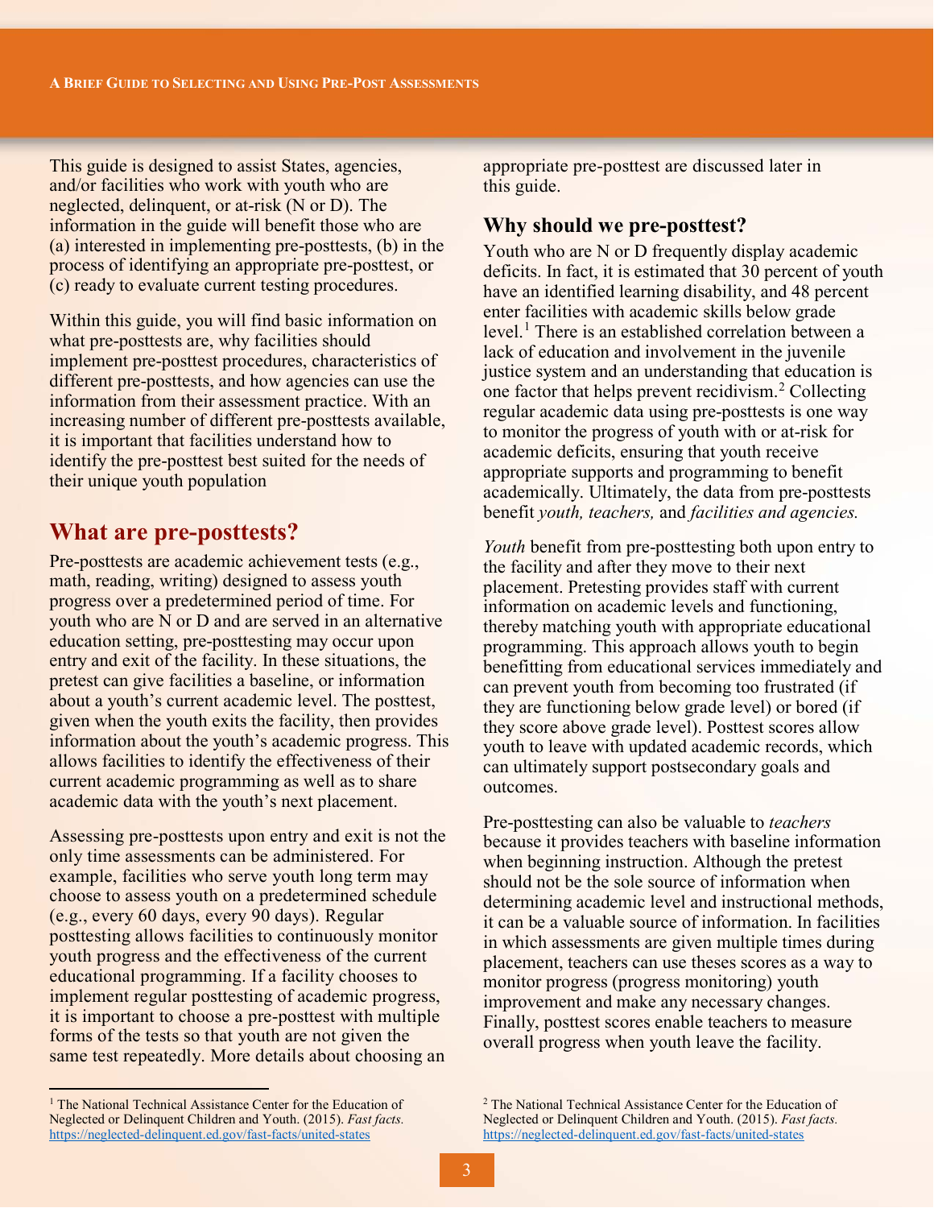This guide is designed to assist States, agencies, and/or facilities who work with youth who are neglected, delinquent, or at-risk (N or D). The information in the guide will benefit those who are (a) interested in implementing pre-posttests, (b) in the process of identifying an appropriate pre-posttest, or (c) ready to evaluate current testing procedures.

Within this guide, you will find basic information on what pre-posttests are, why facilities should implement pre-posttest procedures, characteristics of different pre-posttests, and how agencies can use the information from their assessment practice. With an increasing number of different pre-posttests available, it is important that facilities understand how to identify the pre-posttest best suited for the needs of their unique youth population

## What are pre-posttests?

Pre-posttests are academic achievement tests (e.g., math, reading, writing) designed to assess youth progress over a predetermined period of time. For youth who are N or D and are served in an alternative education setting, pre-posttesting may occur upon entry and exit of the facility. In these situations, the pretest can give facilities a baseline, or information about a youth's current academic level. The posttest, given when the youth exits the facility, then provides information about the youth's academic progress. This allows facilities to identify the effectiveness of their current academic programming as well as to share academic data with the youth's next placement.

Assessing pre-posttests upon entry and exit is not the only time assessments can be administered. For example, facilities who serve youth long term may choose to assess youth on a predetermined schedule (e.g., every 60 days, every 90 days). Regular posttesting allows facilities to continuously monitor youth progress and the effectiveness of the current educational programming. If a facility chooses to implement regular posttesting of academic progress, it is important to choose a pre-posttest with multiple forms of the tests so that youth are not given the same test repeatedly. More details about choosing an appropriate pre-posttest are discussed later in this guide.

### Why should we pre-posttest?

Youth who are N or D frequently display academic deficits. In fact, it is estimated that 30 percent of youth have an identified learning disability, and 48 percent enter facilities with academic skills below grade level.[1] There is an established correlation between a lack of education and involvement in the juvenile justice system and an understanding that education is one factor that helps prevent recidivism.[2] Collecting regular academic data using pre-posttests is one way to monitor the progress of youth with or at-risk for academic deficits, ensuring that youth receive appropriate supports and programming to benefit academically. Ultimately, the data from pre-posttests benefit *youth, teachers,* and *facilities and agencies.*

*Youth* benefit from pre-posttesting both upon entry to the facility and after they move to their next placement. Pretesting provides staff with current information on academic levels and functioning, thereby matching youth with appropriate educational programming. This approach allows youth to begin benefitting from educational services immediately and can prevent youth from becoming too frustrated (if they are functioning below grade level) or bored (if they score above grade level). Posttest scores allow youth to leave with updated academic records, which can ultimately support postsecondary goals and outcomes.

Pre-posttesting can also be valuable to *teachers* because it provides teachers with baseline information when beginning instruction. Although the pretest should not be the sole source of information when determining academic level and instructional methods, it can be a valuable source of information. In facilities in which assessments are given multiple times during placement, teachers can use theses scores as a way to monitor progress (progress monitoring) youth improvement and make any necessary changes. Finally, posttest scores enable teachers to measure overall progress when youth leave the facility.

---

[1] The National Technical Assistance Center for the Education of Neglected or Delinquent Children and Youth. (2015). *Fast facts.* https://neglected-delinquent.ed.gov/fast-facts/united-states

[2] The National Technical Assistance Center for the Education of Neglected or Delinquent Children and Youth. (2015). *Fast facts.* https://neglected-delinquent.ed.gov/fast-facts/united-states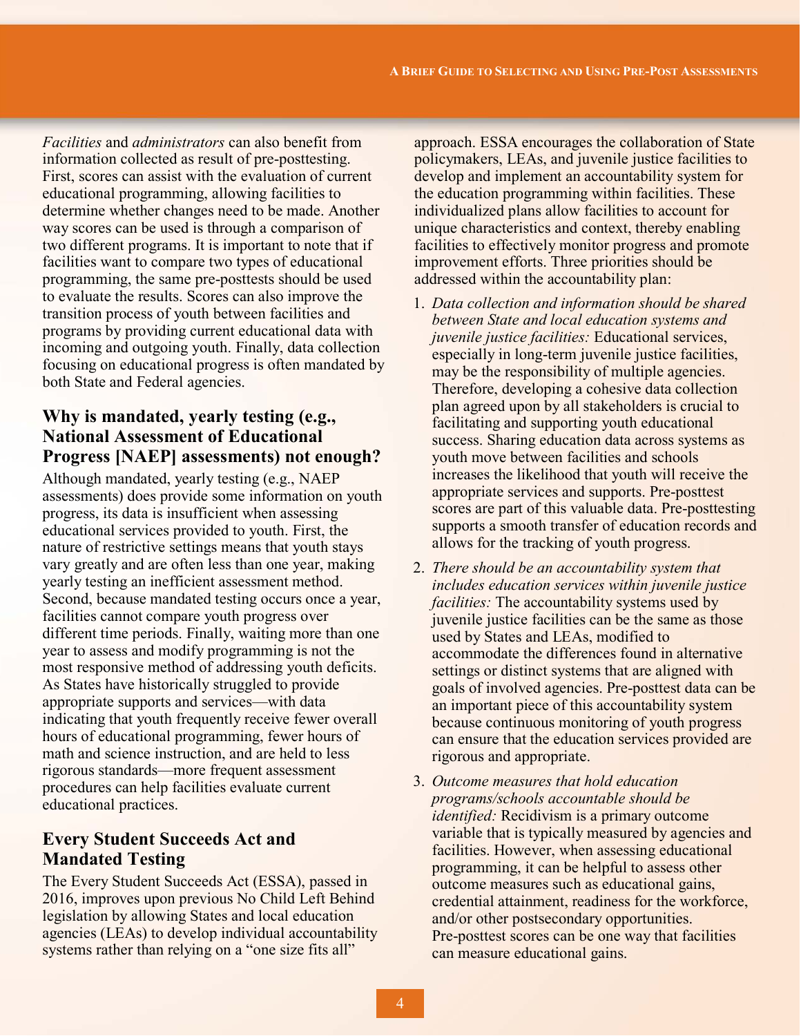*Facilities* and *administrators* can also benefit from information collected as result of pre-posttesting. First, scores can assist with the evaluation of current educational programming, allowing facilities to determine whether changes need to be made. Another way scores can be used is through a comparison of two different programs. It is important to note that if facilities want to compare two types of educational programming, the same pre-posttests should be used to evaluate the results. Scores can also improve the transition process of youth between facilities and programs by providing current educational data with incoming and outgoing youth. Finally, data collection focusing on educational progress is often mandated by both State and Federal agencies.

## Why is mandated, yearly testing (e.g., National Assessment of Educational Progress [NAEP] assessments) not enough?

Although mandated, yearly testing (e.g., NAEP assessments) does provide some information on youth progress, its data is insufficient when assessing educational services provided to youth. First, the nature of restrictive settings means that youth stays vary greatly and are often less than one year, making yearly testing an inefficient assessment method. Second, because mandated testing occurs once a year, facilities cannot compare youth progress over different time periods. Finally, waiting more than one year to assess and modify programming is not the most responsive method of addressing youth deficits. As States have historically struggled to provide appropriate supports and services—with data indicating that youth frequently receive fewer overall hours of educational programming, fewer hours of math and science instruction, and are held to less rigorous standards—more frequent assessment procedures can help facilities evaluate current educational practices.

## Every Student Succeeds Act and Mandated Testing

The Every Student Succeeds Act (ESSA), passed in 2016, improves upon previous No Child Left Behind legislation by allowing States and local education agencies (LEAs) to develop individual accountability systems rather than relying on a "one size fits all" approach. ESSA encourages the collaboration of State policymakers, LEAs, and juvenile justice facilities to develop and implement an accountability system for the education programming within facilities. These individualized plans allow facilities to account for unique characteristics and context, thereby enabling facilities to effectively monitor progress and promote improvement efforts. Three priorities should be addressed within the accountability plan:

1. *Data collection and information should be shared between State and local education systems and juvenile justice facilities:* Educational services, especially in long-term juvenile justice facilities, may be the responsibility of multiple agencies. Therefore, developing a cohesive data collection plan agreed upon by all stakeholders is crucial to facilitating and supporting youth educational success. Sharing education data across systems as youth move between facilities and schools increases the likelihood that youth will receive the appropriate services and supports. Pre-posttest scores are part of this valuable data. Pre-posttesting supports a smooth transfer of education records and allows for the tracking of youth progress.
2. *There should be an accountability system that includes education services within juvenile justice facilities:* The accountability systems used by juvenile justice facilities can be the same as those used by States and LEAs, modified to accommodate the differences found in alternative settings or distinct systems that are aligned with goals of involved agencies. Pre-posttest data can be an important piece of this accountability system because continuous monitoring of youth progress can ensure that the education services provided are rigorous and appropriate.
3. *Outcome measures that hold education programs/schools accountable should be identified:* Recidivism is a primary outcome variable that is typically measured by agencies and facilities. However, when assessing educational programming, it can be helpful to assess other outcome measures such as educational gains, credential attainment, readiness for the workforce, and/or other postsecondary opportunities. Pre-posttest scores can be one way that facilities can measure educational gains.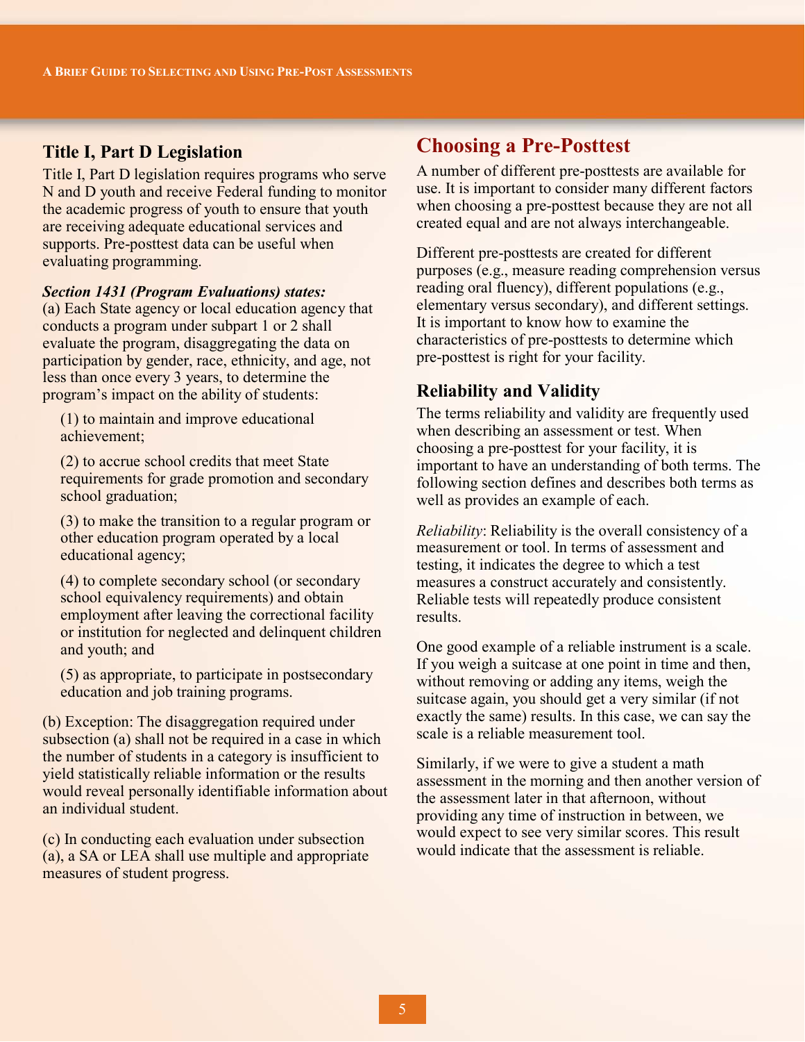## Title I, Part D Legislation

Title I, Part D legislation requires programs who serve N and D youth and receive Federal funding to monitor the academic progress of youth to ensure that youth are receiving adequate educational services and supports. Pre-posttest data can be useful when evaluating programming.

***Section 1431 (Program Evaluations) states:***

(a) Each State agency or local education agency that conducts a program under subpart 1 or 2 shall evaluate the program, disaggregating the data on participation by gender, race, ethnicity, and age, not less than once every 3 years, to determine the program's impact on the ability of students:

(1) to maintain and improve educational achievement;

(2) to accrue school credits that meet State requirements for grade promotion and secondary school graduation;

(3) to make the transition to a regular program or other education program operated by a local educational agency;

(4) to complete secondary school (or secondary school equivalency requirements) and obtain employment after leaving the correctional facility or institution for neglected and delinquent children and youth; and

(5) as appropriate, to participate in postsecondary education and job training programs.

(b) Exception: The disaggregation required under subsection (a) shall not be required in a case in which the number of students in a category is insufficient to yield statistically reliable information or the results would reveal personally identifiable information about an individual student.

(c) In conducting each evaluation under subsection (a), a SA or LEA shall use multiple and appropriate measures of student progress.

# Choosing a Pre-Posttest

A number of different pre-posttests are available for use. It is important to consider many different factors when choosing a pre-posttest because they are not all created equal and are not always interchangeable.

Different pre-posttests are created for different purposes (e.g., measure reading comprehension versus reading oral fluency), different populations (e.g., elementary versus secondary), and different settings. It is important to know how to examine the characteristics of pre-posttests to determine which pre-posttest is right for your facility.

## Reliability and Validity

The terms reliability and validity are frequently used when describing an assessment or test. When choosing a pre-posttest for your facility, it is important to have an understanding of both terms. The following section defines and describes both terms as well as provides an example of each.

*Reliability*: Reliability is the overall consistency of a measurement or tool. In terms of assessment and testing, it indicates the degree to which a test measures a construct accurately and consistently. Reliable tests will repeatedly produce consistent results.

One good example of a reliable instrument is a scale. If you weigh a suitcase at one point in time and then, without removing or adding any items, weigh the suitcase again, you should get a very similar (if not exactly the same) results. In this case, we can say the scale is a reliable measurement tool.

Similarly, if we were to give a student a math assessment in the morning and then another version of the assessment later in that afternoon, without providing any time of instruction in between, we would expect to see very similar scores. This result would indicate that the assessment is reliable.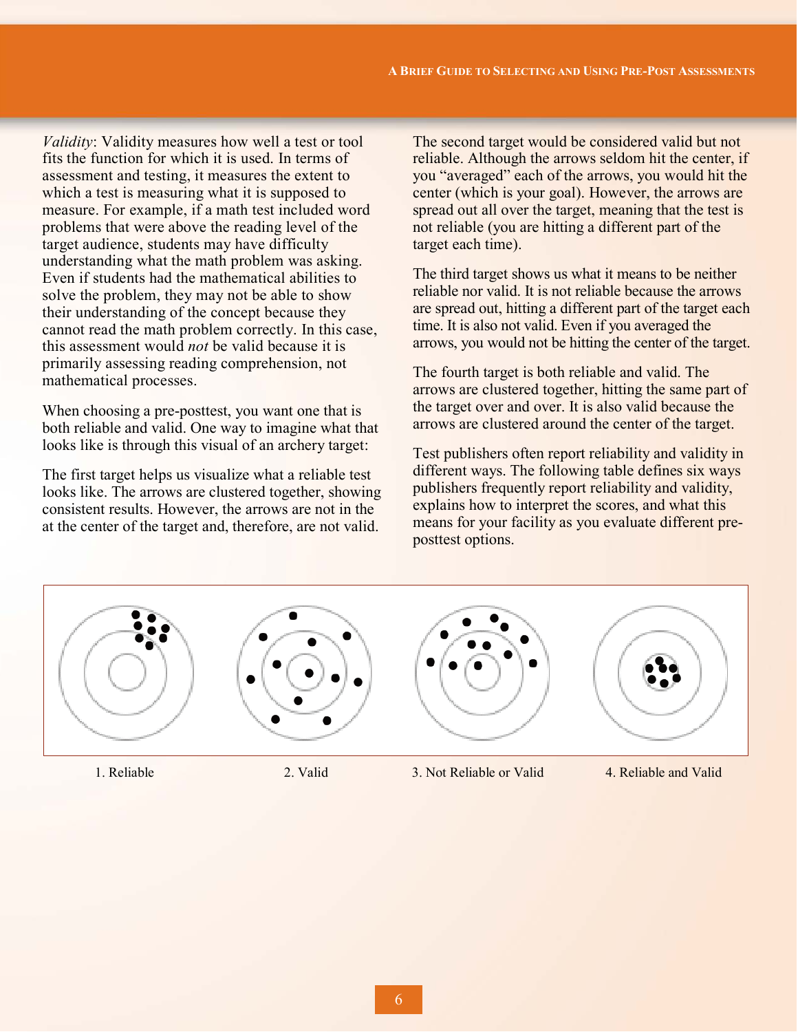*Validity*: Validity measures how well a test or tool fits the function for which it is used. In terms of assessment and testing, it measures the extent to which a test is measuring what it is supposed to measure. For example, if a math test included word problems that were above the reading level of the target audience, students may have difficulty understanding what the math problem was asking. Even if students had the mathematical abilities to solve the problem, they may not be able to show their understanding of the concept because they cannot read the math problem correctly. In this case, this assessment would *not* be valid because it is primarily assessing reading comprehension, not mathematical processes.

When choosing a pre-posttest, you want one that is both reliable and valid. One way to imagine what that looks like is through this visual of an archery target:

The first target helps us visualize what a reliable test looks like. The arrows are clustered together, showing consistent results. However, the arrows are not in the at the center of the target and, therefore, are not valid.

The second target would be considered valid but not reliable. Although the arrows seldom hit the center, if you "averaged" each of the arrows, you would hit the center (which is your goal). However, the arrows are spread out all over the target, meaning that the test is not reliable (you are hitting a different part of the target each time).

The third target shows us what it means to be neither reliable nor valid. It is not reliable because the arrows are spread out, hitting a different part of the target each time. It is also not valid. Even if you averaged the arrows, you would not be hitting the center of the target.

The fourth target is both reliable and valid. The arrows are clustered together, hitting the same part of the target over and over. It is also valid because the arrows are clustered around the center of the target.

Test publishers often report reliability and validity in different ways. The following table defines six ways publishers frequently report reliability and validity, explains how to interpret the scores, and what this means for your facility as you evaluate different pre-posttest options.

1. Reliable

2. Valid

3. Not Reliable or Valid

4. Reliable and Valid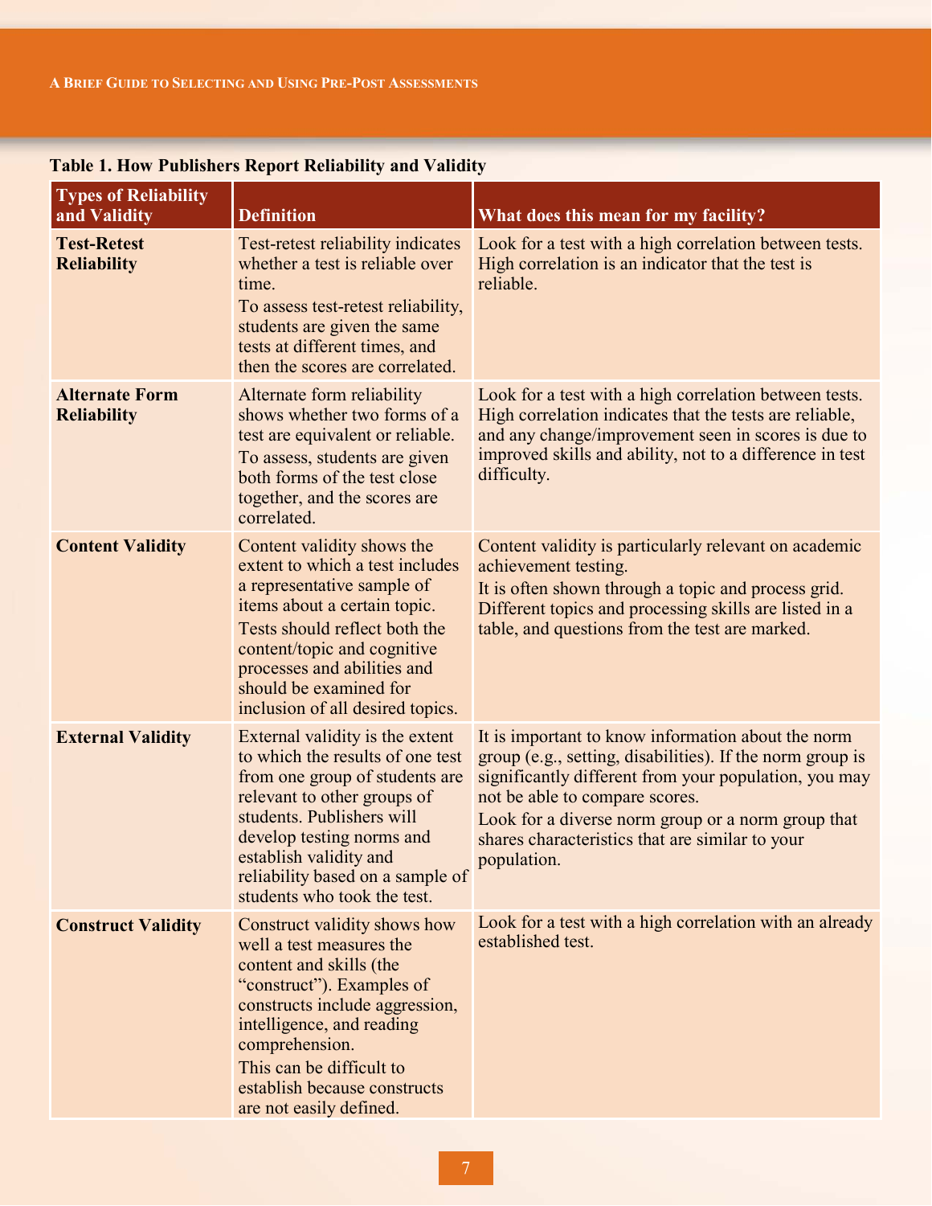**Table 1. How Publishers Report Reliability and Validity**

| Types of Reliability and Validity | Definition | What does this mean for my facility? |
|---|---|---|
| **Test-Retest Reliability** | Test-retest reliability indicates whether a test is reliable over time. To assess test-retest reliability, students are given the same tests at different times, and then the scores are correlated. | Look for a test with a high correlation between tests. High correlation is an indicator that the test is reliable. |
| **Alternate Form Reliability** | Alternate form reliability shows whether two forms of a test are equivalent or reliable. To assess, students are given both forms of the test close together, and the scores are correlated. | Look for a test with a high correlation between tests. High correlation indicates that the tests are reliable, and any change/improvement seen in scores is due to improved skills and ability, not to a difference in test difficulty. |
| **Content Validity** | Content validity shows the extent to which a test includes a representative sample of items about a certain topic. Tests should reflect both the content/topic and cognitive processes and abilities and should be examined for inclusion of all desired topics. | Content validity is particularly relevant on academic achievement testing. It is often shown through a topic and process grid. Different topics and processing skills are listed in a table, and questions from the test are marked. |
| **External Validity** | External validity is the extent to which the results of one test from one group of students are relevant to other groups of students. Publishers will develop testing norms and establish validity and reliability based on a sample of students who took the test. | It is important to know information about the norm group (e.g., setting, disabilities). If the norm group is significantly different from your population, you may not be able to compare scores. Look for a diverse norm group or a norm group that shares characteristics that are similar to your population. |
| **Construct Validity** | Construct validity shows how well a test measures the content and skills (the "construct"). Examples of constructs include aggression, intelligence, and reading comprehension. This can be difficult to establish because constructs are not easily defined. | Look for a test with a high correlation with an already established test. |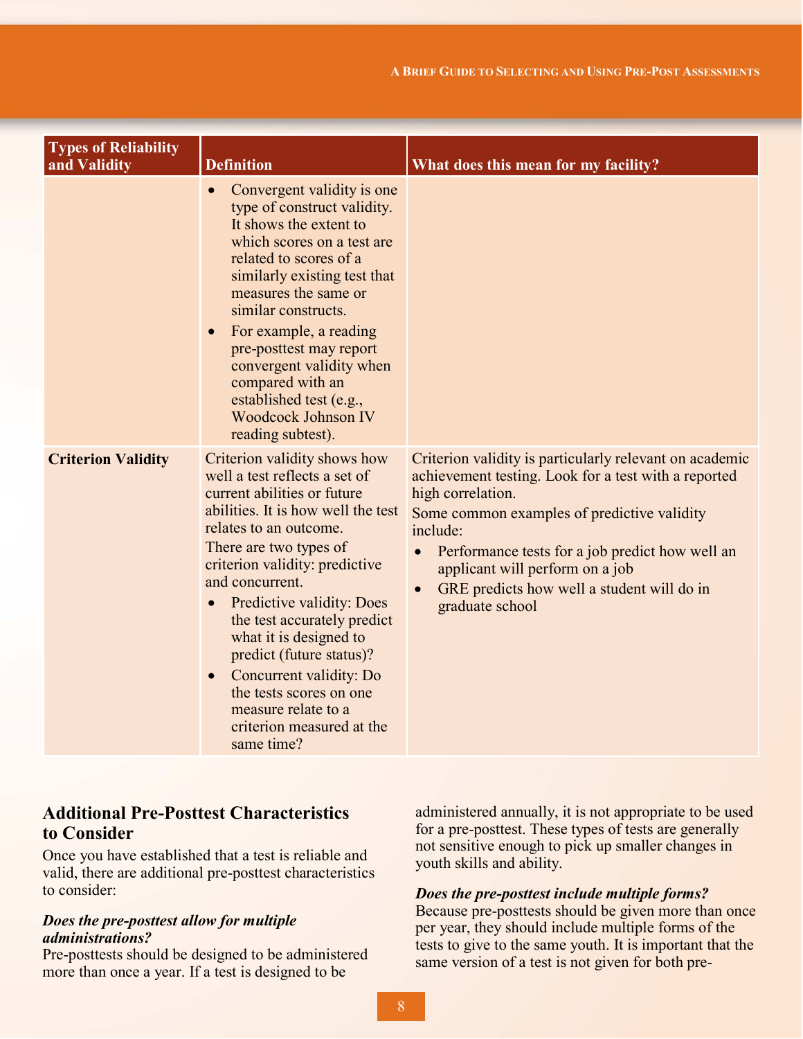| Types of Reliability and Validity | Definition | What does this mean for my facility? |
|---|---|---|
| | • Convergent validity is one type of construct validity. It shows the extent to which scores on a test are related to scores of a similarly existing test that measures the same or similar constructs.<br>• For example, a reading pre-posttest may report convergent validity when compared with an established test (e.g., Woodcock Johnson IV reading subtest). | |
| **Criterion Validity** | Criterion validity shows how well a test reflects a set of current abilities or future abilities. It is how well the test relates to an outcome.<br>There are two types of criterion validity: predictive and concurrent.<br>• Predictive validity: Does the test accurately predict what it is designed to predict (future status)?<br>• Concurrent validity: Do the tests scores on one measure relate to a criterion measured at the same time? | Criterion validity is particularly relevant on academic achievement testing. Look for a test with a reported high correlation.<br>Some common examples of predictive validity include:<br>• Performance tests for a job predict how well an applicant will perform on a job<br>• GRE predicts how well a student will do in graduate school |

## Additional Pre-Posttest Characteristics to Consider

Once you have established that a test is reliable and valid, there are additional pre-posttest characteristics to consider:

***Does the pre-posttest allow for multiple administrations?***
Pre-posttests should be designed to be administered more than once a year. If a test is designed to be administered annually, it is not appropriate to be used for a pre-posttest. These types of tests are generally not sensitive enough to pick up smaller changes in youth skills and ability.

***Does the pre-posttest include multiple forms?***
Because pre-posttests should be given more than once per year, they should include multiple forms of the tests to give to the same youth. It is important that the same version of a test is not given for both pre-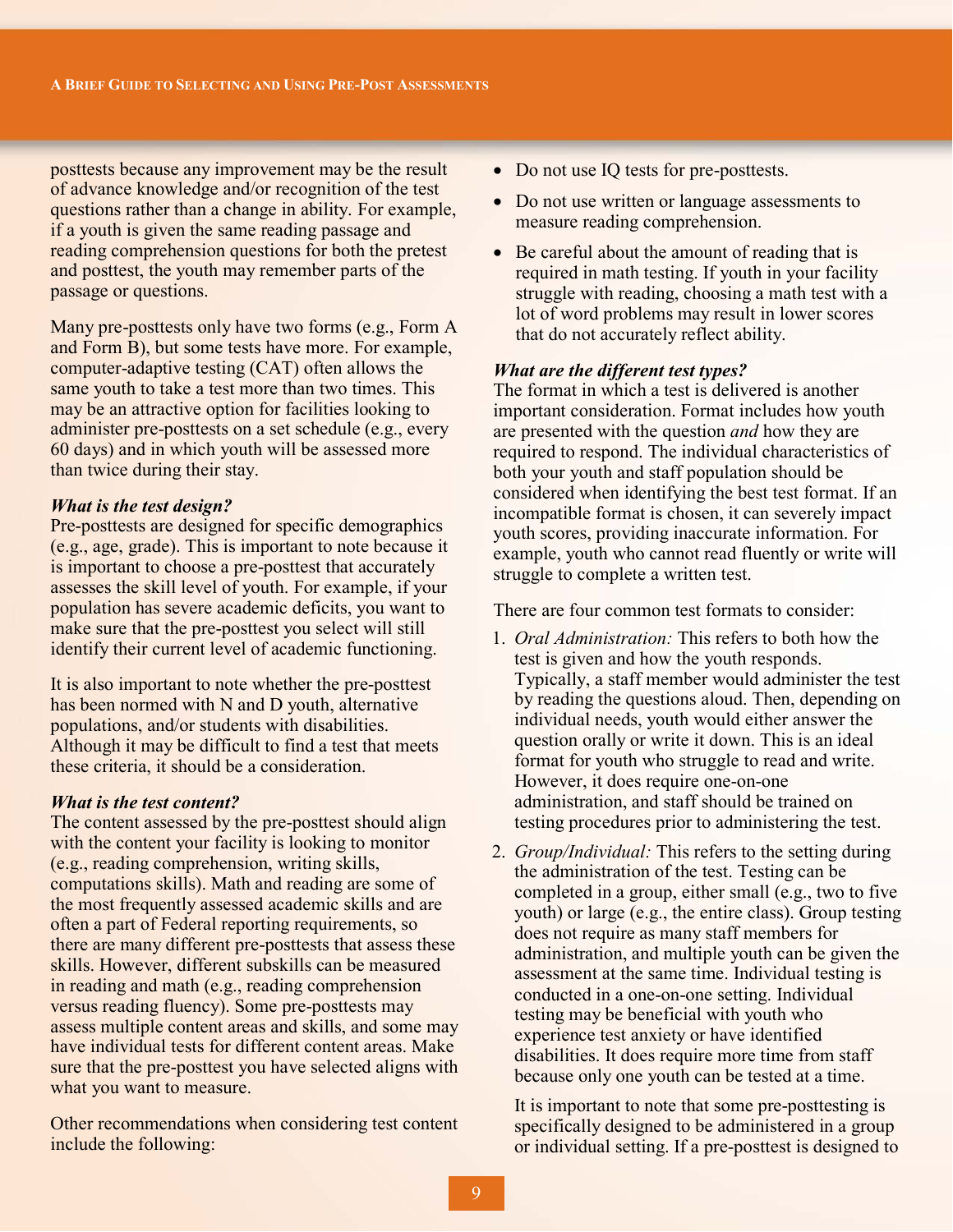posttests because any improvement may be the result of advance knowledge and/or recognition of the test questions rather than a change in ability. For example, if a youth is given the same reading passage and reading comprehension questions for both the pretest and posttest, the youth may remember parts of the passage or questions.

Many pre-posttests only have two forms (e.g., Form A and Form B), but some tests have more. For example, computer-adaptive testing (CAT) often allows the same youth to take a test more than two times. This may be an attractive option for facilities looking to administer pre-posttests on a set schedule (e.g., every 60 days) and in which youth will be assessed more than twice during their stay.

***What is the test design?***
Pre-posttests are designed for specific demographics (e.g., age, grade). This is important to note because it is important to choose a pre-posttest that accurately assesses the skill level of youth. For example, if your population has severe academic deficits, you want to make sure that the pre-posttest you select will still identify their current level of academic functioning.

It is also important to note whether the pre-posttest has been normed with N and D youth, alternative populations, and/or students with disabilities. Although it may be difficult to find a test that meets these criteria, it should be a consideration.

***What is the test content?***
The content assessed by the pre-posttest should align with the content your facility is looking to monitor (e.g., reading comprehension, writing skills, computations skills). Math and reading are some of the most frequently assessed academic skills and are often a part of Federal reporting requirements, so there are many different pre-posttests that assess these skills. However, different subskills can be measured in reading and math (e.g., reading comprehension versus reading fluency). Some pre-posttests may assess multiple content areas and skills, and some may have individual tests for different content areas. Make sure that the pre-posttest you have selected aligns with what you want to measure.

Other recommendations when considering test content include the following:

- Do not use IQ tests for pre-posttests.
- Do not use written or language assessments to measure reading comprehension.
- Be careful about the amount of reading that is required in math testing. If youth in your facility struggle with reading, choosing a math test with a lot of word problems may result in lower scores that do not accurately reflect ability.

***What are the different test types?***
The format in which a test is delivered is another important consideration. Format includes how youth are presented with the question *and* how they are required to respond. The individual characteristics of both your youth and staff population should be considered when identifying the best test format. If an incompatible format is chosen, it can severely impact youth scores, providing inaccurate information. For example, youth who cannot read fluently or write will struggle to complete a written test.

There are four common test formats to consider:

1. *Oral Administration:* This refers to both how the test is given and how the youth responds. Typically, a staff member would administer the test by reading the questions aloud. Then, depending on individual needs, youth would either answer the question orally or write it down. This is an ideal format for youth who struggle to read and write. However, it does require one-on-one administration, and staff should be trained on testing procedures prior to administering the test.
2. *Group/Individual:* This refers to the setting during the administration of the test. Testing can be completed in a group, either small (e.g., two to five youth) or large (e.g., the entire class). Group testing does not require as many staff members for administration, and multiple youth can be given the assessment at the same time. Individual testing is conducted in a one-on-one setting. Individual testing may be beneficial with youth who experience test anxiety or have identified disabilities. It does require more time from staff because only one youth can be tested at a time.

   It is important to note that some pre-posttesting is specifically designed to be administered in a group or individual setting. If a pre-posttest is designed to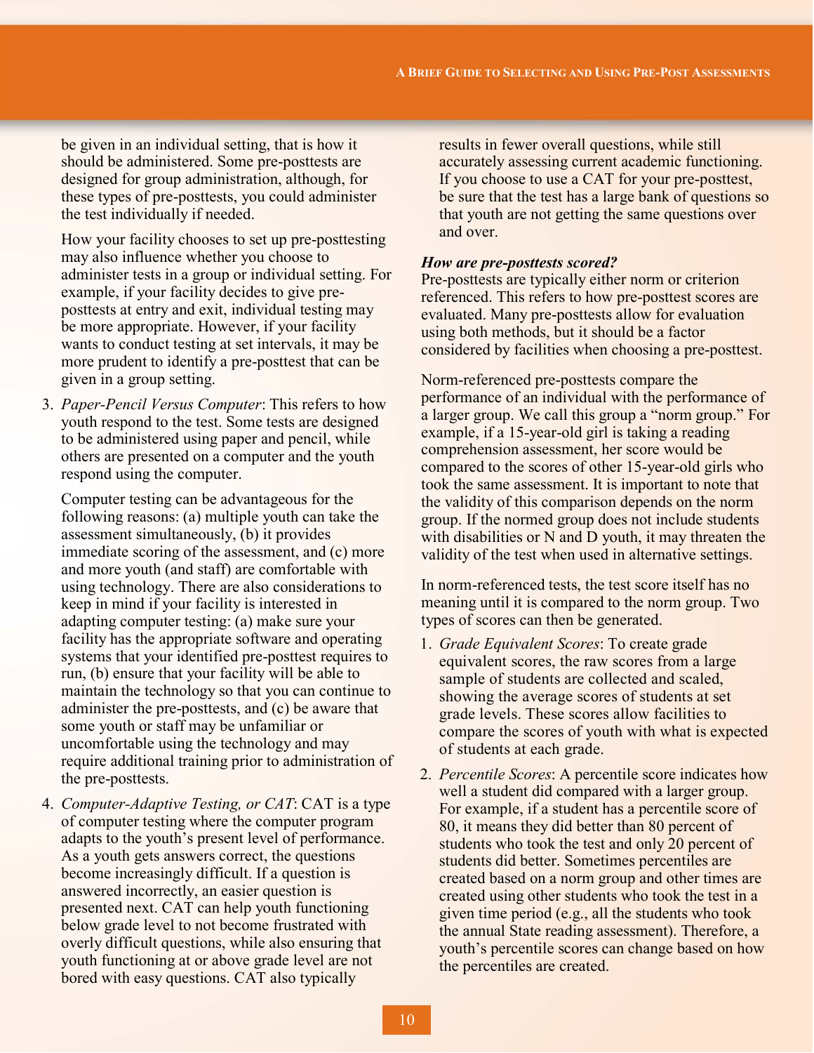be given in an individual setting, that is how it should be administered. Some pre-posttests are designed for group administration, although, for these types of pre-posttests, you could administer the test individually if needed.

How your facility chooses to set up pre-posttesting may also influence whether you choose to administer tests in a group or individual setting. For example, if your facility decides to give pre-posttests at entry and exit, individual testing may be more appropriate. However, if your facility wants to conduct testing at set intervals, it may be more prudent to identify a pre-posttest that can be given in a group setting.

3. *Paper-Pencil Versus Computer*: This refers to how youth respond to the test. Some tests are designed to be administered using paper and pencil, while others are presented on a computer and the youth respond using the computer.

   Computer testing can be advantageous for the following reasons: (a) multiple youth can take the assessment simultaneously, (b) it provides immediate scoring of the assessment, and (c) more and more youth (and staff) are comfortable with using technology. There are also considerations to keep in mind if your facility is interested in adapting computer testing: (a) make sure your facility has the appropriate software and operating systems that your identified pre-posttest requires to run, (b) ensure that your facility will be able to maintain the technology so that you can continue to administer the pre-posttests, and (c) be aware that some youth or staff may be unfamiliar or uncomfortable using the technology and may require additional training prior to administration of the pre-posttests.

4. *Computer-Adaptive Testing, or CAT*: CAT is a type of computer testing where the computer program adapts to the youth's present level of performance. As a youth gets answers correct, the questions become increasingly difficult. If a question is answered incorrectly, an easier question is presented next. CAT can help youth functioning below grade level to not become frustrated with overly difficult questions, while also ensuring that youth functioning at or above grade level are not bored with easy questions. CAT also typically results in fewer overall questions, while still accurately assessing current academic functioning. If you choose to use a CAT for your pre-posttest, be sure that the test has a large bank of questions so that youth are not getting the same questions over and over.

***How are pre-posttests scored?***

Pre-posttests are typically either norm or criterion referenced. This refers to how pre-posttest scores are evaluated. Many pre-posttests allow for evaluation using both methods, but it should be a factor considered by facilities when choosing a pre-posttest.

Norm-referenced pre-posttests compare the performance of an individual with the performance of a larger group. We call this group a "norm group." For example, if a 15-year-old girl is taking a reading comprehension assessment, her score would be compared to the scores of other 15-year-old girls who took the same assessment. It is important to note that the validity of this comparison depends on the norm group. If the normed group does not include students with disabilities or N and D youth, it may threaten the validity of the test when used in alternative settings.

In norm-referenced tests, the test score itself has no meaning until it is compared to the norm group. Two types of scores can then be generated.

1. *Grade Equivalent Scores*: To create grade equivalent scores, the raw scores from a large sample of students are collected and scaled, showing the average scores of students at set grade levels. These scores allow facilities to compare the scores of youth with what is expected of students at each grade.

2. *Percentile Scores*: A percentile score indicates how well a student did compared with a larger group. For example, if a student has a percentile score of 80, it means they did better than 80 percent of students who took the test and only 20 percent of students did better. Sometimes percentiles are created based on a norm group and other times are created using other students who took the test in a given time period (e.g., all the students who took the annual State reading assessment). Therefore, a youth's percentile scores can change based on how the percentiles are created.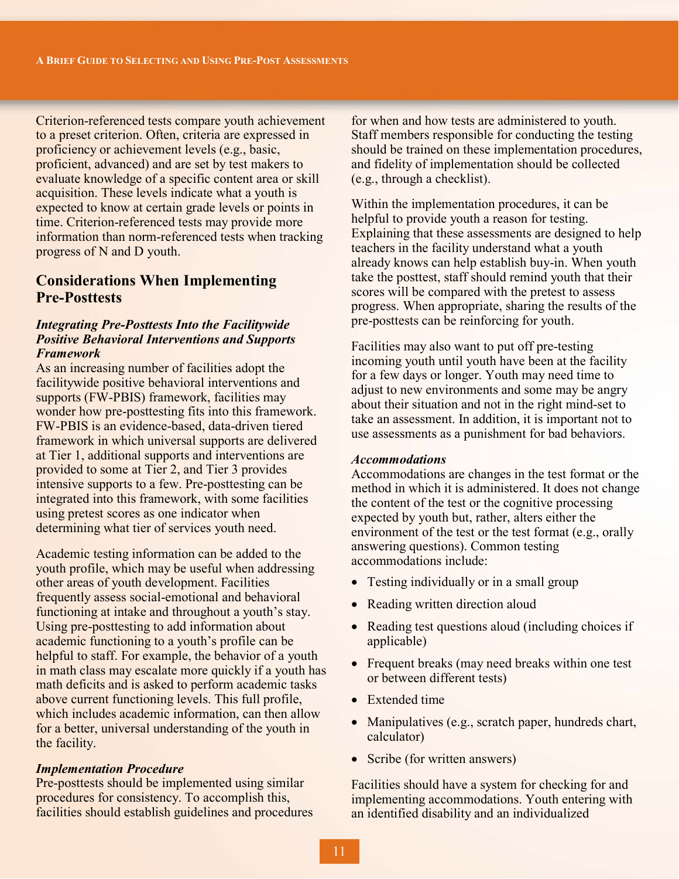Criterion-referenced tests compare youth achievement to a preset criterion. Often, criteria are expressed in proficiency or achievement levels (e.g., basic, proficient, advanced) and are set by test makers to evaluate knowledge of a specific content area or skill acquisition. These levels indicate what a youth is expected to know at certain grade levels or points in time. Criterion-referenced tests may provide more information than norm-referenced tests when tracking progress of N and D youth.

## Considerations When Implementing Pre-Posttests

### *Integrating Pre-Posttests Into the Facilitywide Positive Behavioral Interventions and Supports Framework*

As an increasing number of facilities adopt the facilitywide positive behavioral interventions and supports (FW-PBIS) framework, facilities may wonder how pre-posttesting fits into this framework. FW-PBIS is an evidence-based, data-driven tiered framework in which universal supports are delivered at Tier 1, additional supports and interventions are provided to some at Tier 2, and Tier 3 provides intensive supports to a few. Pre-posttesting can be integrated into this framework, with some facilities using pretest scores as one indicator when determining what tier of services youth need.

Academic testing information can be added to the youth profile, which may be useful when addressing other areas of youth development. Facilities frequently assess social-emotional and behavioral functioning at intake and throughout a youth's stay. Using pre-posttesting to add information about academic functioning to a youth's profile can be helpful to staff. For example, the behavior of a youth in math class may escalate more quickly if a youth has math deficits and is asked to perform academic tasks above current functioning levels. This full profile, which includes academic information, can then allow for a better, universal understanding of the youth in the facility.

### *Implementation Procedure*

Pre-posttests should be implemented using similar procedures for consistency. To accomplish this, facilities should establish guidelines and procedures for when and how tests are administered to youth. Staff members responsible for conducting the testing should be trained on these implementation procedures, and fidelity of implementation should be collected (e.g., through a checklist).

Within the implementation procedures, it can be helpful to provide youth a reason for testing. Explaining that these assessments are designed to help teachers in the facility understand what a youth already knows can help establish buy-in. When youth take the posttest, staff should remind youth that their scores will be compared with the pretest to assess progress. When appropriate, sharing the results of the pre-posttests can be reinforcing for youth.

Facilities may also want to put off pre-testing incoming youth until youth have been at the facility for a few days or longer. Youth may need time to adjust to new environments and some may be angry about their situation and not in the right mind-set to take an assessment. In addition, it is important not to use assessments as a punishment for bad behaviors.

### *Accommodations*

Accommodations are changes in the test format or the method in which it is administered. It does not change the content of the test or the cognitive processing expected by youth but, rather, alters either the environment of the test or the test format (e.g., orally answering questions). Common testing accommodations include:

- Testing individually or in a small group
- Reading written direction aloud
- Reading test questions aloud (including choices if applicable)
- Frequent breaks (may need breaks within one test or between different tests)
- Extended time
- Manipulatives (e.g., scratch paper, hundreds chart, calculator)
- Scribe (for written answers)

Facilities should have a system for checking for and implementing accommodations. Youth entering with an identified disability and an individualized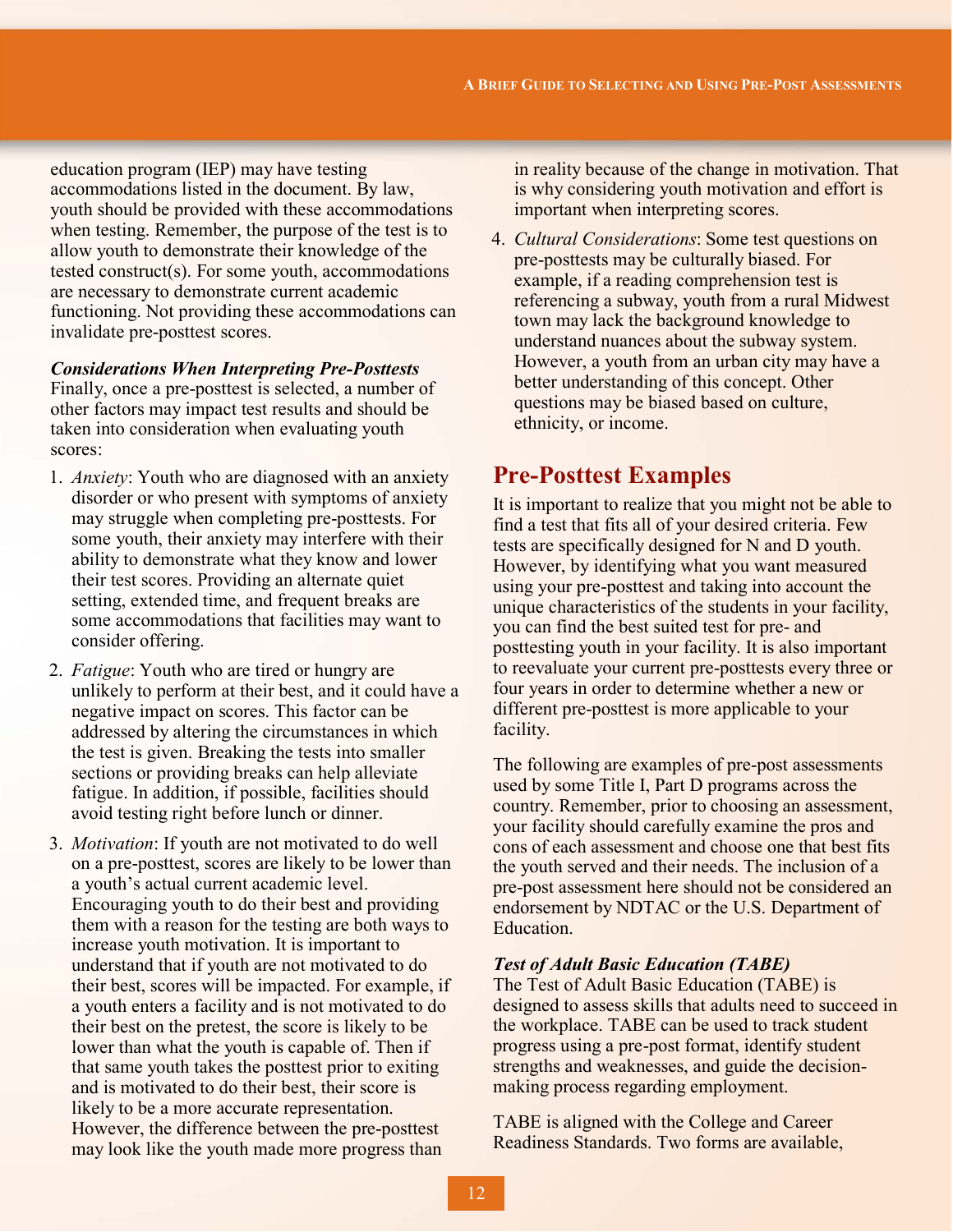education program (IEP) may have testing accommodations listed in the document. By law, youth should be provided with these accommodations when testing. Remember, the purpose of the test is to allow youth to demonstrate their knowledge of the tested construct(s). For some youth, accommodations are necessary to demonstrate current academic functioning. Not providing these accommodations can invalidate pre-posttest scores.

***Considerations When Interpreting Pre-Posttests***

Finally, once a pre-posttest is selected, a number of other factors may impact test results and should be taken into consideration when evaluating youth scores:

1. *Anxiety*: Youth who are diagnosed with an anxiety disorder or who present with symptoms of anxiety may struggle when completing pre-posttests. For some youth, their anxiety may interfere with their ability to demonstrate what they know and lower their test scores. Providing an alternate quiet setting, extended time, and frequent breaks are some accommodations that facilities may want to consider offering.
2. *Fatigue*: Youth who are tired or hungry are unlikely to perform at their best, and it could have a negative impact on scores. This factor can be addressed by altering the circumstances in which the test is given. Breaking the tests into smaller sections or providing breaks can help alleviate fatigue. In addition, if possible, facilities should avoid testing right before lunch or dinner.
3. *Motivation*: If youth are not motivated to do well on a pre-posttest, scores are likely to be lower than a youth's actual current academic level. Encouraging youth to do their best and providing them with a reason for the testing are both ways to increase youth motivation. It is important to understand that if youth are not motivated to do their best, scores will be impacted. For example, if a youth enters a facility and is not motivated to do their best on the pretest, the score is likely to be lower than what the youth is capable of. Then if that same youth takes the posttest prior to exiting and is motivated to do their best, their score is likely to be a more accurate representation. However, the difference between the pre-posttest may look like the youth made more progress than in reality because of the change in motivation. That is why considering youth motivation and effort is important when interpreting scores.
4. *Cultural Considerations*: Some test questions on pre-posttests may be culturally biased. For example, if a reading comprehension test is referencing a subway, youth from a rural Midwest town may lack the background knowledge to understand nuances about the subway system. However, a youth from an urban city may have a better understanding of this concept. Other questions may be biased based on culture, ethnicity, or income.

## Pre-Posttest Examples

It is important to realize that you might not be able to find a test that fits all of your desired criteria. Few tests are specifically designed for N and D youth. However, by identifying what you want measured using your pre-posttest and taking into account the unique characteristics of the students in your facility, you can find the best suited test for pre- and posttesting youth in your facility. It is also important to reevaluate your current pre-posttests every three or four years in order to determine whether a new or different pre-posttest is more applicable to your facility.

The following are examples of pre-post assessments used by some Title I, Part D programs across the country. Remember, prior to choosing an assessment, your facility should carefully examine the pros and cons of each assessment and choose one that best fits the youth served and their needs. The inclusion of a pre-post assessment here should not be considered an endorsement by NDTAC or the U.S. Department of Education.

***Test of Adult Basic Education (TABE)***

The Test of Adult Basic Education (TABE) is designed to assess skills that adults need to succeed in the workplace. TABE can be used to track student progress using a pre-post format, identify student strengths and weaknesses, and guide the decision-making process regarding employment.

TABE is aligned with the College and Career Readiness Standards. Two forms are available,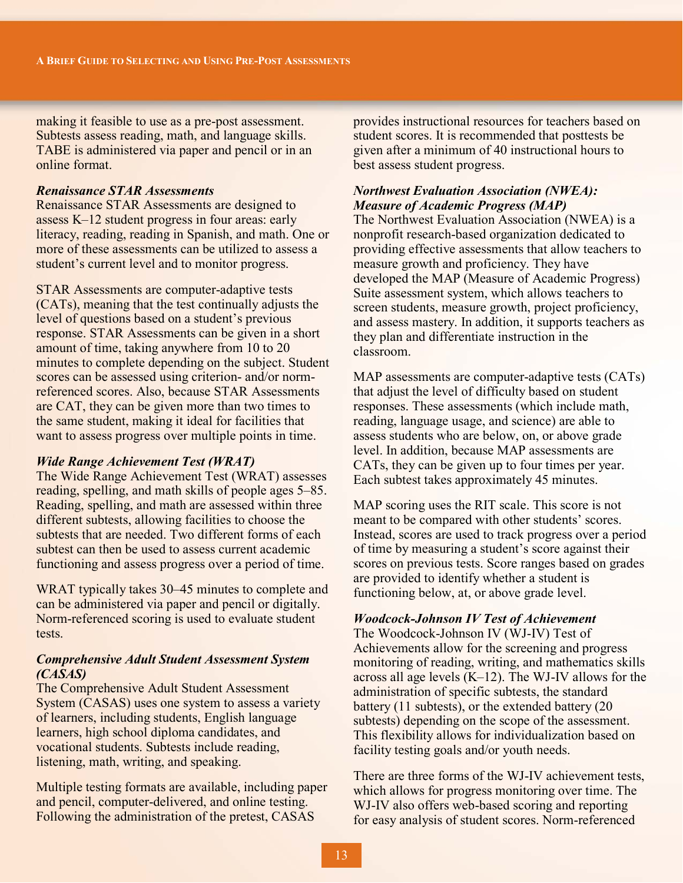making it feasible to use as a pre-post assessment. Subtests assess reading, math, and language skills. TABE is administered via paper and pencil or in an online format.

***Renaissance STAR Assessments***

Renaissance STAR Assessments are designed to assess K–12 student progress in four areas: early literacy, reading, reading in Spanish, and math. One or more of these assessments can be utilized to assess a student's current level and to monitor progress.

STAR Assessments are computer-adaptive tests (CATs), meaning that the test continually adjusts the level of questions based on a student's previous response. STAR Assessments can be given in a short amount of time, taking anywhere from 10 to 20 minutes to complete depending on the subject. Student scores can be assessed using criterion- and/or norm-referenced scores. Also, because STAR Assessments are CAT, they can be given more than two times to the same student, making it ideal for facilities that want to assess progress over multiple points in time.

***Wide Range Achievement Test (WRAT)***

The Wide Range Achievement Test (WRAT) assesses reading, spelling, and math skills of people ages 5–85. Reading, spelling, and math are assessed within three different subtests, allowing facilities to choose the subtests that are needed. Two different forms of each subtest can then be used to assess current academic functioning and assess progress over a period of time.

WRAT typically takes 30–45 minutes to complete and can be administered via paper and pencil or digitally. Norm-referenced scoring is used to evaluate student tests.

***Comprehensive Adult Student Assessment System (CASAS)***

The Comprehensive Adult Student Assessment System (CASAS) uses one system to assess a variety of learners, including students, English language learners, high school diploma candidates, and vocational students. Subtests include reading, listening, math, writing, and speaking.

Multiple testing formats are available, including paper and pencil, computer-delivered, and online testing. Following the administration of the pretest, CASAS provides instructional resources for teachers based on student scores. It is recommended that posttests be given after a minimum of 40 instructional hours to best assess student progress.

***Northwest Evaluation Association (NWEA): Measure of Academic Progress (MAP)***

The Northwest Evaluation Association (NWEA) is a nonprofit research-based organization dedicated to providing effective assessments that allow teachers to measure growth and proficiency. They have developed the MAP (Measure of Academic Progress) Suite assessment system, which allows teachers to screen students, measure growth, project proficiency, and assess mastery. In addition, it supports teachers as they plan and differentiate instruction in the classroom.

MAP assessments are computer-adaptive tests (CATs) that adjust the level of difficulty based on student responses. These assessments (which include math, reading, language usage, and science) are able to assess students who are below, on, or above grade level. In addition, because MAP assessments are CATs, they can be given up to four times per year. Each subtest takes approximately 45 minutes.

MAP scoring uses the RIT scale. This score is not meant to be compared with other students' scores. Instead, scores are used to track progress over a period of time by measuring a student's score against their scores on previous tests. Score ranges based on grades are provided to identify whether a student is functioning below, at, or above grade level.

***Woodcock-Johnson IV Test of Achievement***

The Woodcock-Johnson IV (WJ-IV) Test of Achievements allow for the screening and progress monitoring of reading, writing, and mathematics skills across all age levels (K–12). The WJ-IV allows for the administration of specific subtests, the standard battery (11 subtests), or the extended battery (20 subtests) depending on the scope of the assessment. This flexibility allows for individualization based on facility testing goals and/or youth needs.

There are three forms of the WJ-IV achievement tests, which allows for progress monitoring over time. The WJ-IV also offers web-based scoring and reporting for easy analysis of student scores. Norm-referenced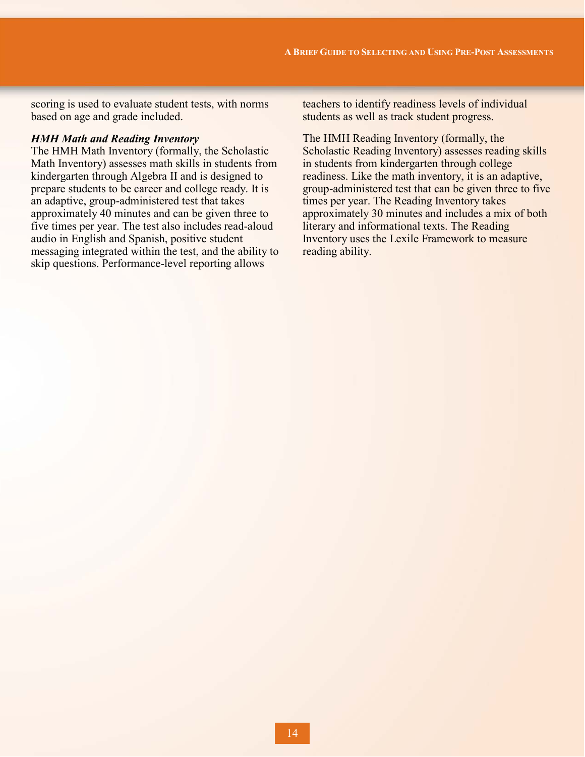scoring is used to evaluate student tests, with norms based on age and grade included.

***HMH Math and Reading Inventory***

The HMH Math Inventory (formally, the Scholastic Math Inventory) assesses math skills in students from kindergarten through Algebra II and is designed to prepare students to be career and college ready. It is an adaptive, group-administered test that takes approximately 40 minutes and can be given three to five times per year. The test also includes read-aloud audio in English and Spanish, positive student messaging integrated within the test, and the ability to skip questions. Performance-level reporting allows teachers to identify readiness levels of individual students as well as track student progress.

The HMH Reading Inventory (formally, the Scholastic Reading Inventory) assesses reading skills in students from kindergarten through college readiness. Like the math inventory, it is an adaptive, group-administered test that can be given three to five times per year. The Reading Inventory takes approximately 30 minutes and includes a mix of both literary and informational texts. The Reading Inventory uses the Lexile Framework to measure reading ability.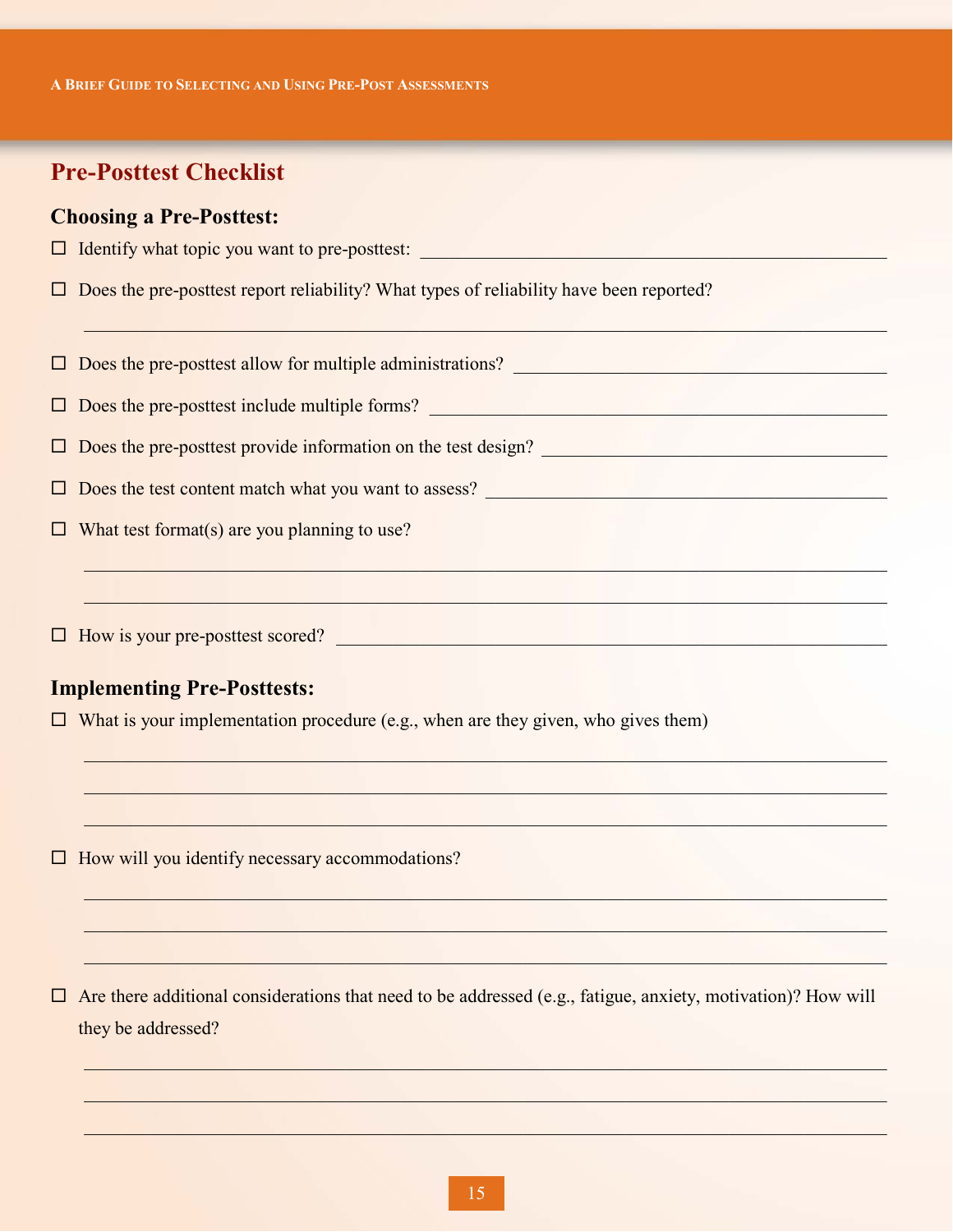## Pre-Posttest Checklist

### Choosing a Pre-Posttest:

- ☐ Identify what topic you want to pre-posttest: \_\_\_\_\_\_\_\_\_\_\_\_\_\_\_\_\_\_\_\_\_\_\_\_\_\_\_\_\_\_

- ☐ Does the pre-posttest report reliability? What types of reliability have been reported?

  \_\_\_\_\_\_\_\_\_\_\_\_\_\_\_\_\_\_\_\_\_\_\_\_\_\_\_\_\_\_\_\_\_\_\_\_\_\_\_\_\_\_\_\_\_\_\_\_\_\_\_\_\_\_\_\_

- ☐ Does the pre-posttest allow for multiple administrations? \_\_\_\_\_\_\_\_\_\_\_\_\_\_\_\_\_\_\_\_\_\_\_\_

- ☐ Does the pre-posttest include multiple forms? \_\_\_\_\_\_\_\_\_\_\_\_\_\_\_\_\_\_\_\_\_\_\_\_\_\_\_\_\_\_

- ☐ Does the pre-posttest provide information on the test design? \_\_\_\_\_\_\_\_\_\_\_\_\_\_\_\_\_\_\_\_\_\_

- ☐ Does the test content match what you want to assess? \_\_\_\_\_\_\_\_\_\_\_\_\_\_\_\_\_\_\_\_\_\_\_\_\_\_

- ☐ What test format(s) are you planning to use?

  \_\_\_\_\_\_\_\_\_\_\_\_\_\_\_\_\_\_\_\_\_\_\_\_\_\_\_\_\_\_\_\_\_\_\_\_\_\_\_\_\_\_\_\_\_\_\_\_\_\_\_\_\_\_\_\_

  \_\_\_\_\_\_\_\_\_\_\_\_\_\_\_\_\_\_\_\_\_\_\_\_\_\_\_\_\_\_\_\_\_\_\_\_\_\_\_\_\_\_\_\_\_\_\_\_\_\_\_\_\_\_\_\_

- ☐ How is your pre-posttest scored? \_\_\_\_\_\_\_\_\_\_\_\_\_\_\_\_\_\_\_\_\_\_\_\_\_\_\_\_\_\_\_\_\_\_\_\_\_

### Implementing Pre-Posttests:

- ☐ What is your implementation procedure (e.g., when are they given, who gives them)

  \_\_\_\_\_\_\_\_\_\_\_\_\_\_\_\_\_\_\_\_\_\_\_\_\_\_\_\_\_\_\_\_\_\_\_\_\_\_\_\_\_\_\_\_\_\_\_\_\_\_\_\_\_\_\_\_

  \_\_\_\_\_\_\_\_\_\_\_\_\_\_\_\_\_\_\_\_\_\_\_\_\_\_\_\_\_\_\_\_\_\_\_\_\_\_\_\_\_\_\_\_\_\_\_\_\_\_\_\_\_\_\_\_

  \_\_\_\_\_\_\_\_\_\_\_\_\_\_\_\_\_\_\_\_\_\_\_\_\_\_\_\_\_\_\_\_\_\_\_\_\_\_\_\_\_\_\_\_\_\_\_\_\_\_\_\_\_\_\_\_

- ☐ How will you identify necessary accommodations?

  \_\_\_\_\_\_\_\_\_\_\_\_\_\_\_\_\_\_\_\_\_\_\_\_\_\_\_\_\_\_\_\_\_\_\_\_\_\_\_\_\_\_\_\_\_\_\_\_\_\_\_\_\_\_\_\_

  \_\_\_\_\_\_\_\_\_\_\_\_\_\_\_\_\_\_\_\_\_\_\_\_\_\_\_\_\_\_\_\_\_\_\_\_\_\_\_\_\_\_\_\_\_\_\_\_\_\_\_\_\_\_\_\_

  \_\_\_\_\_\_\_\_\_\_\_\_\_\_\_\_\_\_\_\_\_\_\_\_\_\_\_\_\_\_\_\_\_\_\_\_\_\_\_\_\_\_\_\_\_\_\_\_\_\_\_\_\_\_\_\_

- ☐ Are there additional considerations that need to be addressed (e.g., fatigue, anxiety, motivation)? How will they be addressed?

  \_\_\_\_\_\_\_\_\_\_\_\_\_\_\_\_\_\_\_\_\_\_\_\_\_\_\_\_\_\_\_\_\_\_\_\_\_\_\_\_\_\_\_\_\_\_\_\_\_\_\_\_\_\_\_\_

  \_\_\_\_\_\_\_\_\_\_\_\_\_\_\_\_\_\_\_\_\_\_\_\_\_\_\_\_\_\_\_\_\_\_\_\_\_\_\_\_\_\_\_\_\_\_\_\_\_\_\_\_\_\_\_\_

  \_\_\_\_\_\_\_\_\_\_\_\_\_\_\_\_\_\_\_\_\_\_\_\_\_\_\_\_\_\_\_\_\_\_\_\_\_\_\_\_\_\_\_\_\_\_\_\_\_\_\_\_\_\_\_\_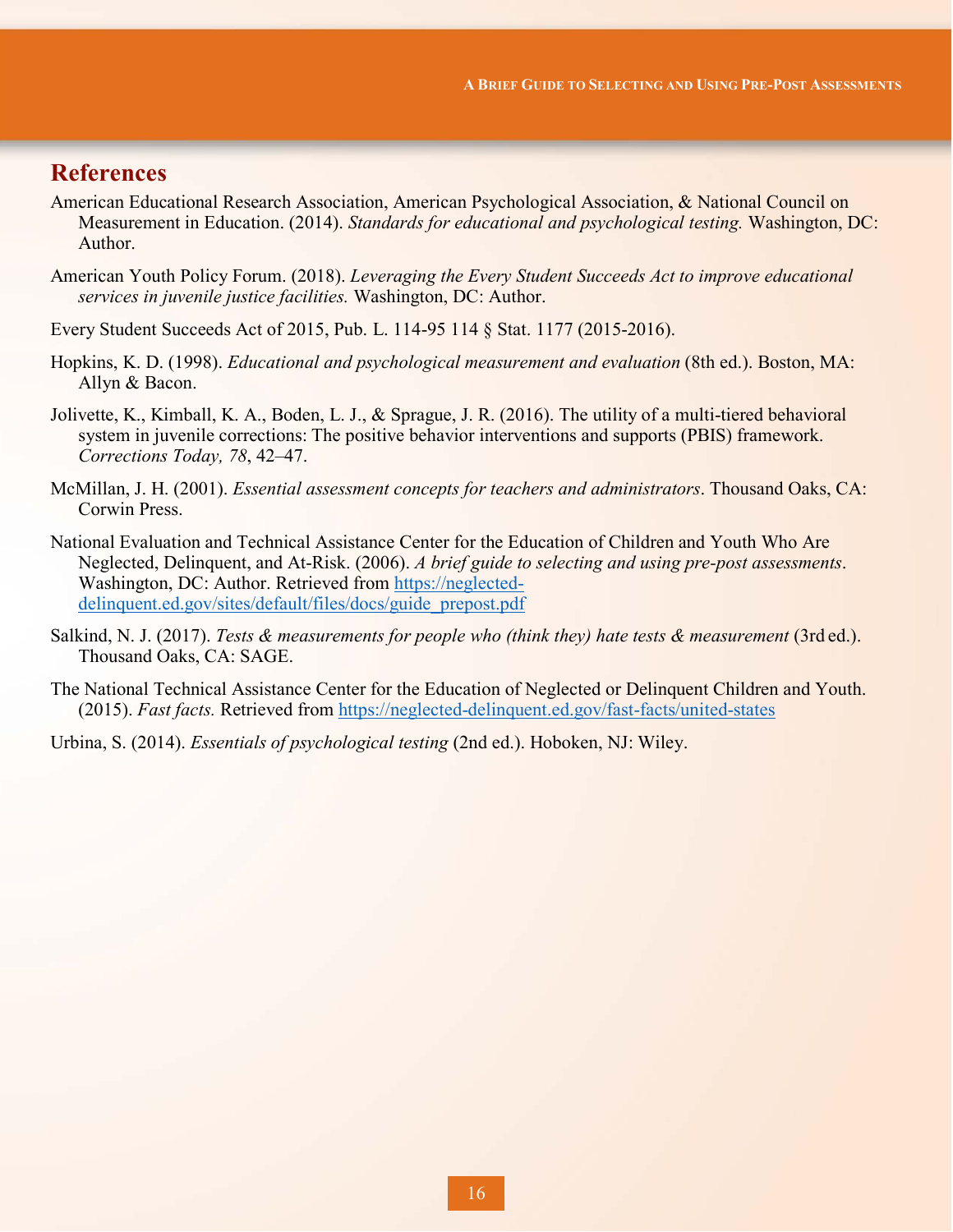## References

American Educational Research Association, American Psychological Association, & National Council on Measurement in Education. (2014). *Standards for educational and psychological testing.* Washington, DC: Author.

American Youth Policy Forum. (2018). *Leveraging the Every Student Succeeds Act to improve educational services in juvenile justice facilities.* Washington, DC: Author.

Every Student Succeeds Act of 2015, Pub. L. 114-95 114 § Stat. 1177 (2015-2016).

Hopkins, K. D. (1998). *Educational and psychological measurement and evaluation* (8th ed.). Boston, MA: Allyn & Bacon.

Jolivette, K., Kimball, K. A., Boden, L. J., & Sprague, J. R. (2016). The utility of a multi-tiered behavioral system in juvenile corrections: The positive behavior interventions and supports (PBIS) framework. *Corrections Today, 78*, 42–47.

McMillan, J. H. (2001). *Essential assessment concepts for teachers and administrators*. Thousand Oaks, CA: Corwin Press.

National Evaluation and Technical Assistance Center for the Education of Children and Youth Who Are Neglected, Delinquent, and At-Risk. (2006). *A brief guide to selecting and using pre-post assessments*. Washington, DC: Author. Retrieved from [https://neglected-delinquent.ed.gov/sites/default/files/docs/guide_prepost.pdf](https://neglected-delinquent.ed.gov/sites/default/files/docs/guide_prepost.pdf)

Salkind, N. J. (2017). *Tests & measurements for people who (think they) hate tests & measurement* (3rd ed.). Thousand Oaks, CA: SAGE.

The National Technical Assistance Center for the Education of Neglected or Delinquent Children and Youth. (2015). *Fast facts.* Retrieved from [https://neglected-delinquent.ed.gov/fast-facts/united-states](https://neglected-delinquent.ed.gov/fast-facts/united-states)

Urbina, S. (2014). *Essentials of psychological testing* (2nd ed.). Hoboken, NJ: Wiley.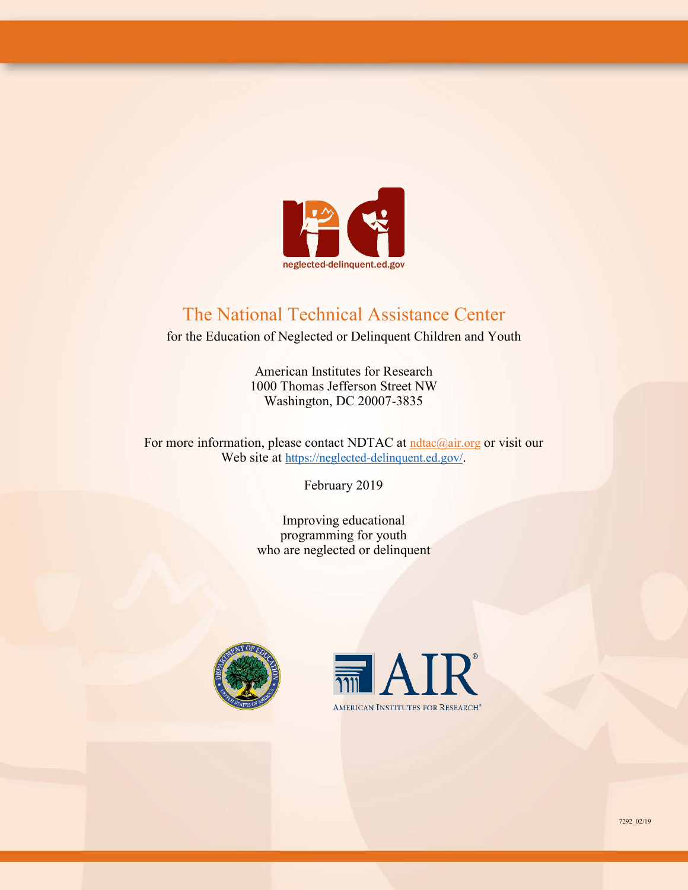neglected-delinquent.ed.gov

# The National Technical Assistance Center

for the Education of Neglected or Delinquent Children and Youth

American Institutes for Research
1000 Thomas Jefferson Street NW
Washington, DC 20007-3835

For more information, please contact NDTAC at ndtac@air.org or visit our Web site at https://neglected-delinquent.ed.gov/.

February 2019

Improving educational programming for youth who are neglected or delinquent

AMERICAN INSTITUTES FOR RESEARCH®

7292_02/19